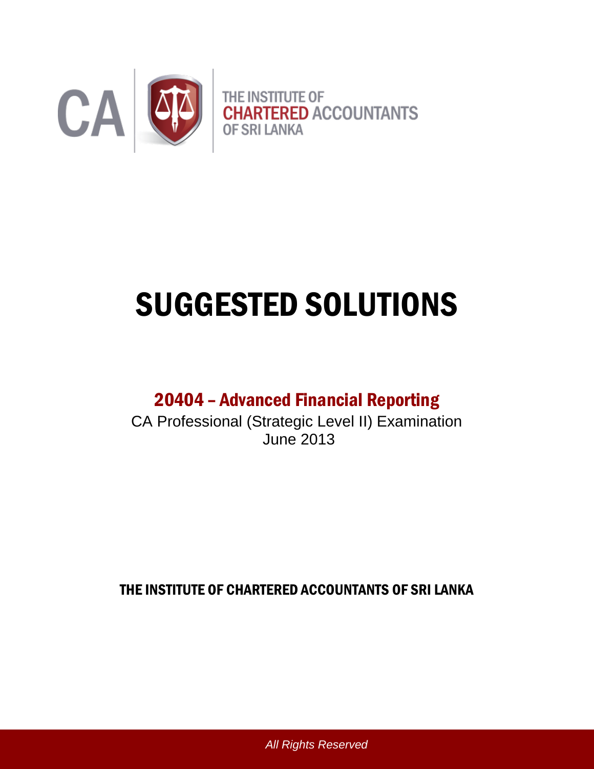CA

THE INSTITUTE OF
CHARTERED ACCOUNTANTS
OF SRI LANKA

# SUGGESTED SOLUTIONS

## 20404 – Advanced Financial Reporting

CA Professional (Strategic Level II) Examination
June 2013

**THE INSTITUTE OF CHARTERED ACCOUNTANTS OF SRI LANKA**

*All Rights Reserved*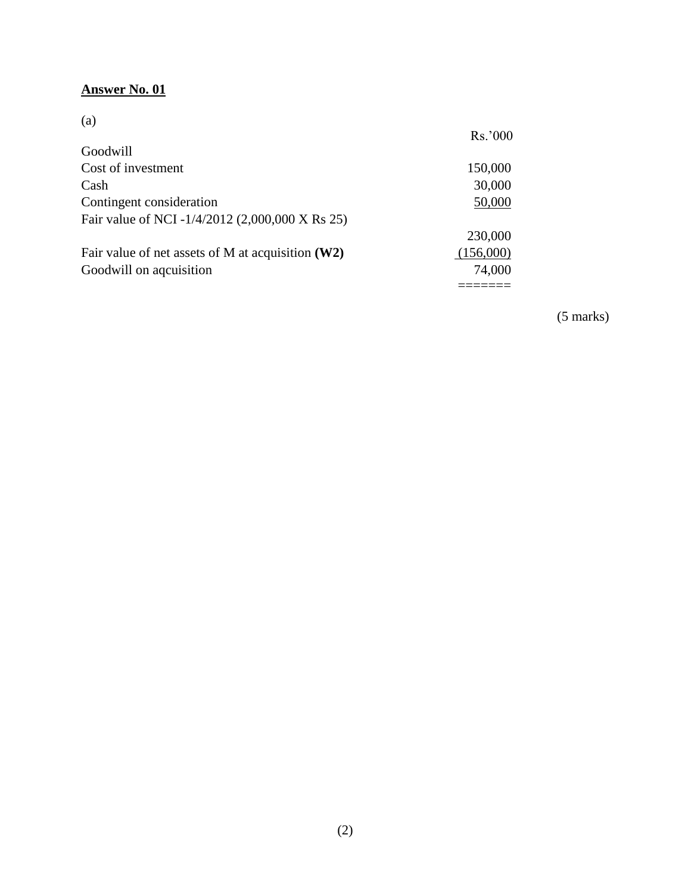**Answer No. 01**

(a)

| | Rs.'000 |
|---|---|
| Goodwill | |
| Cost of investment | 150,000 |
| Cash | 30,000 |
| Contingent consideration | 50,000 |
| Fair value of NCI -1/4/2012 (2,000,000 X Rs 25) | |
| | 230,000 |
| Fair value of net assets of M at acquisition **(W2)** | (156,000) |
| Goodwill on aqcuisition | 74,000 |
| | ======= |

(5 marks)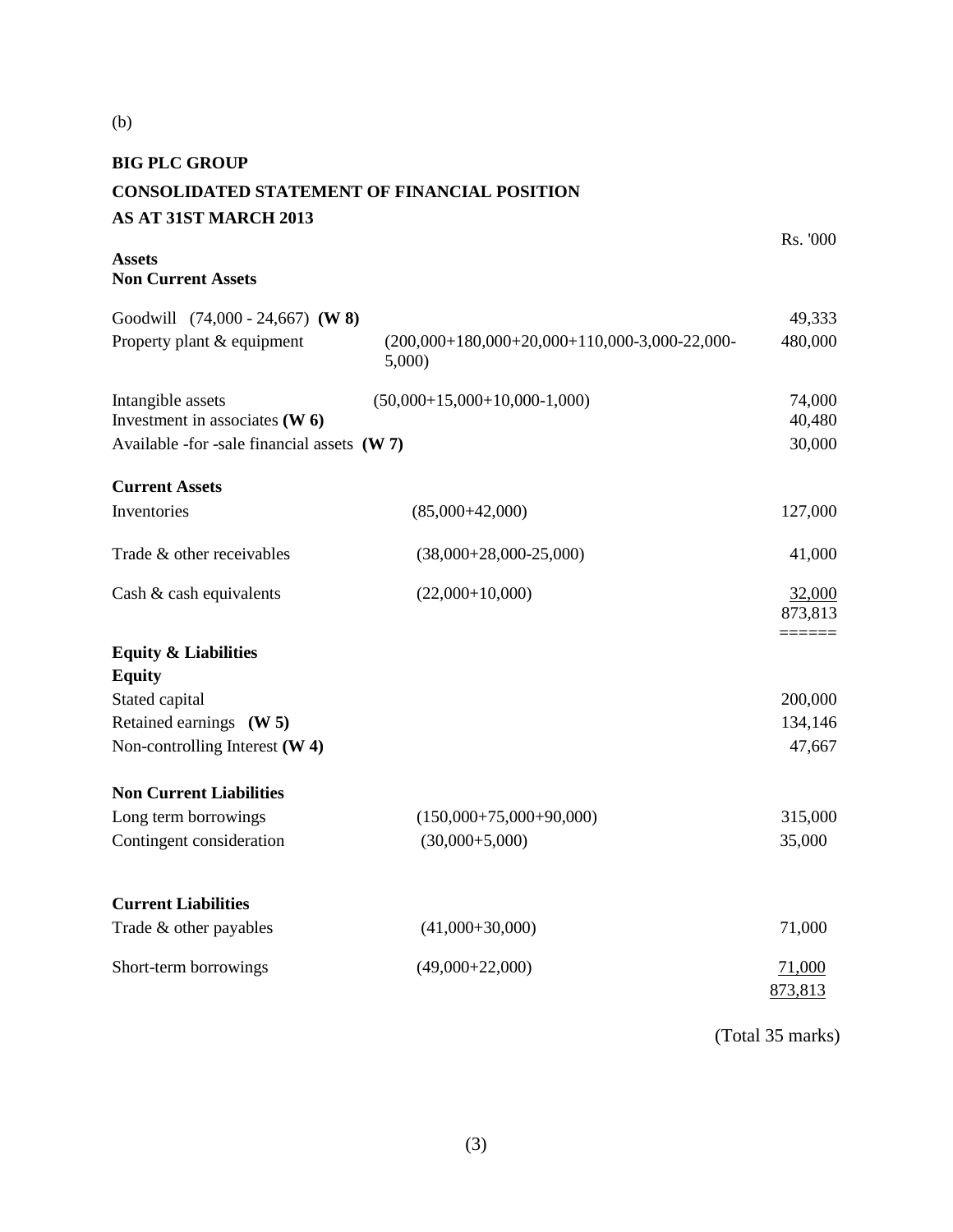(b)

**BIG PLC GROUP**

**CONSOLIDATED STATEMENT OF FINANCIAL POSITION**

**AS AT 31ST MARCH 2013**

| | | Rs. '000 |
|---|---|---|
| **Assets** | | |
| **Non Current Assets** | | |
| Goodwill (74,000 - 24,667) **(W 8)** | | 49,333 |
| Property plant & equipment | (200,000+180,000+20,000+110,000-3,000-22,000-5,000) | 480,000 |
| Intangible assets | (50,000+15,000+10,000-1,000) | 74,000 |
| Investment in associates **(W 6)** | | 40,480 |
| Available -for -sale financial assets **(W 7)** | | 30,000 |
| **Current Assets** | | |
| Inventories | (85,000+42,000) | 127,000 |
| Trade & other receivables | (38,000+28,000-25,000) | 41,000 |
| Cash & cash equivalents | (22,000+10,000) | 32,000 |
| | | 873,813 |
| **Equity & Liabilities** | | |
| **Equity** | | |
| Stated capital | | 200,000 |
| Retained earnings **(W 5)** | | 134,146 |
| Non-controlling Interest **(W 4)** | | 47,667 |
| **Non Current Liabilities** | | |
| Long term borrowings | (150,000+75,000+90,000) | 315,000 |
| Contingent consideration | (30,000+5,000) | 35,000 |
| **Current Liabilities** | | |
| Trade & other payables | (41,000+30,000) | 71,000 |
| Short-term borrowings | (49,000+22,000) | 71,000 |
| | | 873,813 |

(Total 35 marks)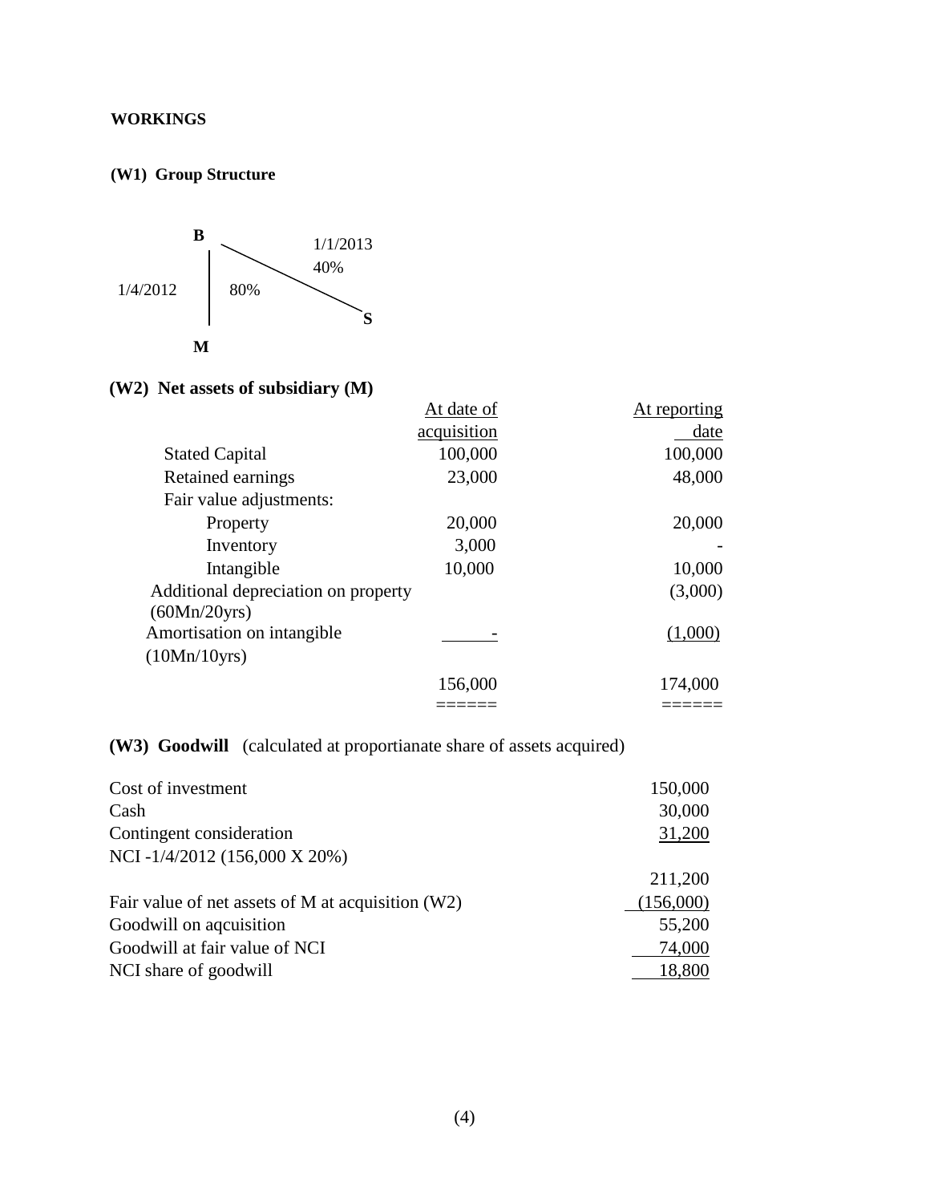**WORKINGS**

**(W1) Group Structure**

B → M: 80% (1/4/2012)

B → S: 40% (1/1/2013)

**(W2) Net assets of subsidiary (M)**

| | At date of acquisition | At reporting date |
|---|---|---|
| Stated Capital | 100,000 | 100,000 |
| Retained earnings | 23,000 | 48,000 |
| Fair value adjustments: | | |
| Property | 20,000 | 20,000 |
| Inventory | 3,000 | - |
| Intangible | 10,000 | 10,000 |
| Additional depreciation on property (60Mn/20yrs) | | (3,000) |
| Amortisation on intangible (10Mn/10yrs) | - | (1,000) |
| | 156,000 | 174,000 |
| | ====== | ====== |

**(W3) Goodwill** (calculated at proportianate share of assets acquired)

| | |
|---|---|
| Cost of investment | 150,000 |
| Cash | 30,000 |
| Contingent consideration | 31,200 |
| NCI -1/4/2012 (156,000 X 20%) | |
| | 211,200 |
| Fair value of net assets of M at acquisition (W2) | (156,000) |
| Goodwill on aqcuisition | 55,200 |
| Goodwill at fair value of NCI | 74,000 |
| NCI share of goodwill | 18,800 |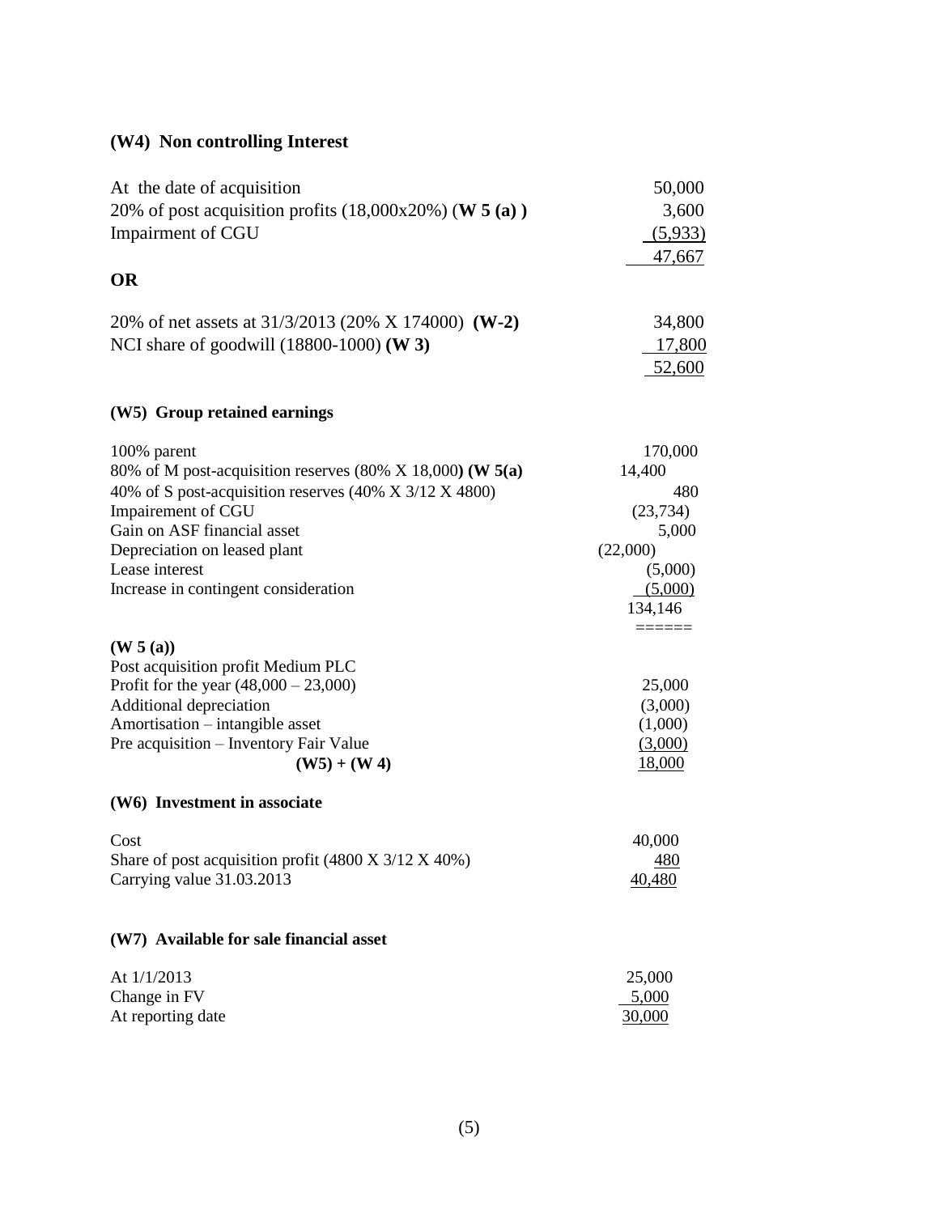**(W4) Non controlling Interest**

| | |
|---|---|
| At the date of acquisition | 50,000 |
| 20% of post acquisition profits (18,000x20%) **(W 5 (a))** | 3,600 |
| Impairment of CGU | (5,933) |
| | 47,667 |

**OR**

| | |
|---|---|
| 20% of net assets at 31/3/2013 (20% X 174000) **(W-2)** | 34,800 |
| NCI share of goodwill (18800-1000) **(W 3)** | 17,800 |
| | 52,600 |

**(W5) Group retained earnings**

| | |
|---|---|
| 100% parent | 170,000 |
| 80% of M post-acquisition reserves (80% X 18,000) **(W 5(a)** | 14,400 |
| 40% of S post-acquisition reserves (40% X 3/12 X 4800) | 480 |
| Impairement of CGU | (23,734) |
| Gain on ASF financial asset | 5,000 |
| Depreciation on leased plant | (22,000) |
| Lease interest | (5,000) |
| Increase in contingent consideration | (5,000) |
| | 134,146 |

**(W 5 (a))**

| | |
|---|---|
| Post acquisition profit Medium PLC | |
| Profit for the year (48,000 – 23,000) | 25,000 |
| Additional depreciation | (3,000) |
| Amortisation – intangible asset | (1,000) |
| Pre acquisition – Inventory Fair Value | (3,000) |
| **(W5) + (W 4)** | 18,000 |

**(W6) Investment in associate**

| | |
|---|---|
| Cost | 40,000 |
| Share of post acquisition profit (4800 X 3/12 X 40%) | 480 |
| Carrying value 31.03.2013 | 40,480 |

**(W7) Available for sale financial asset**

| | |
|---|---|
| At 1/1/2013 | 25,000 |
| Change in FV | 5,000 |
| At reporting date | 30,000 |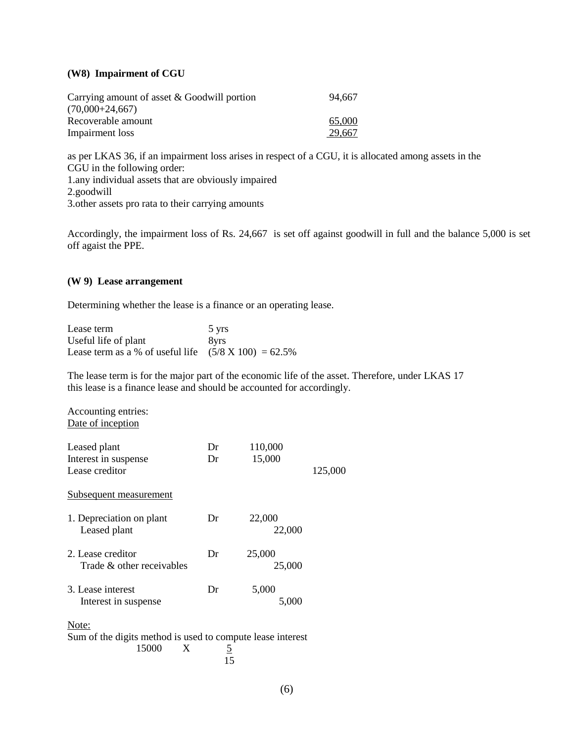**(W8) Impairment of CGU**

| | |
|---|---|
| Carrying amount of asset & Goodwill portion (70,000+24,667) | 94,667 |
| Recoverable amount | 65,000 |
| Impairment loss | 29,667 |

as per LKAS 36, if an impairment loss arises in respect of a CGU, it is allocated among assets in the CGU in the following order:
1.any individual assets that are obviously impaired
2.goodwill
3.other assets pro rata to their carrying amounts

Accordingly, the impairment loss of Rs. 24,667 is set off against goodwill in full and the balance 5,000 is set off agaist the PPE.

**(W 9) Lease arrangement**

Determining whether the lease is a finance or an operating lease.

| | |
|---|---|
| Lease term | 5 yrs |
| Useful life of plant | 8yrs |
| Lease term as a % of useful life | (5/8 X 100) = 62.5% |

The lease term is for the major part of the economic life of the asset. Therefore, under LKAS 17 this lease is a finance lease and should be accounted for accordingly.

Accounting entries:
Date of inception

| | | | |
|---|---|---|---|
| Leased plant | Dr | 110,000 | |
| Interest in suspense | Dr | 15,000 | |
| Lease creditor | | | 125,000 |

Subsequent measurement

| | | | |
|---|---|---|---|
| 1. Depreciation on plant | Dr | 22,000 | |
| Leased plant | | | 22,000 |
| 2. Lease creditor | Dr | 25,000 | |
| Trade & other receivables | | | 25,000 |
| 3. Lease interest | Dr | 5,000 | |
| Interest in suspense | | | 5,000 |

Note:
Sum of the digits method is used to compute lease interest

$$15000 \quad X \quad \frac{5}{15}$$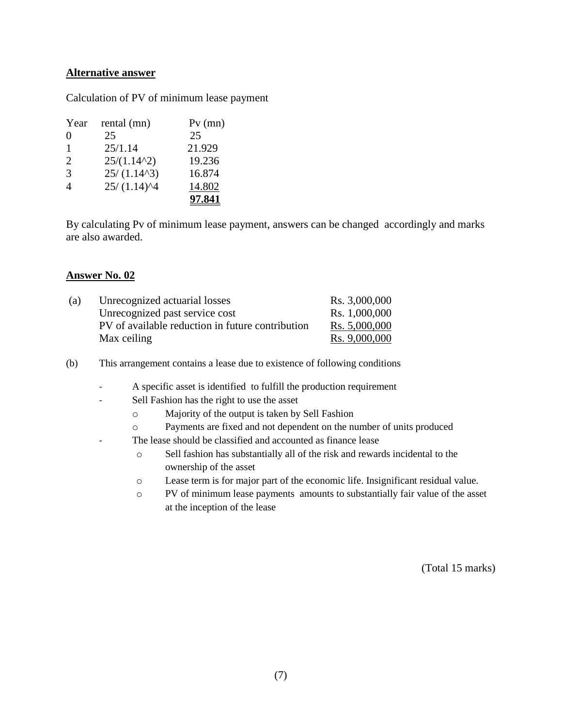**Alternative answer**

Calculation of PV of minimum lease payment

| Year | rental (mn) | Pv (mn) |
|---|---|---|
| 0 | 25 | 25 |
| 1 | 25/1.14 | 21.929 |
| 2 | 25/(1.14^2) | 19.236 |
| 3 | 25/ (1.14^3) | 16.874 |
| 4 | 25/ (1.14)^4 | 14.802 |
| | | **97.841** |

By calculating Pv of minimum lease payment, answers can be changed accordingly and marks are also awarded.

**Answer No. 02**

(a)

| | |
|---|---|
| Unrecognized actuarial losses | Rs. 3,000,000 |
| Unrecognized past service cost | Rs. 1,000,000 |
| PV of available reduction in future contribution | Rs. 5,000,000 |
| Max ceiling | Rs. 9,000,000 |

(b) This arrangement contains a lease due to existence of following conditions

- A specific asset is identified to fulfill the production requirement
- Sell Fashion has the right to use the asset
  - Majority of the output is taken by Sell Fashion
  - Payments are fixed and not dependent on the number of units produced
- The lease should be classified and accounted as finance lease
  - Sell fashion has substantially all of the risk and rewards incidental to the ownership of the asset
  - Lease term is for major part of the economic life. Insignificant residual value.
  - PV of minimum lease payments amounts to substantially fair value of the asset at the inception of the lease

(Total 15 marks)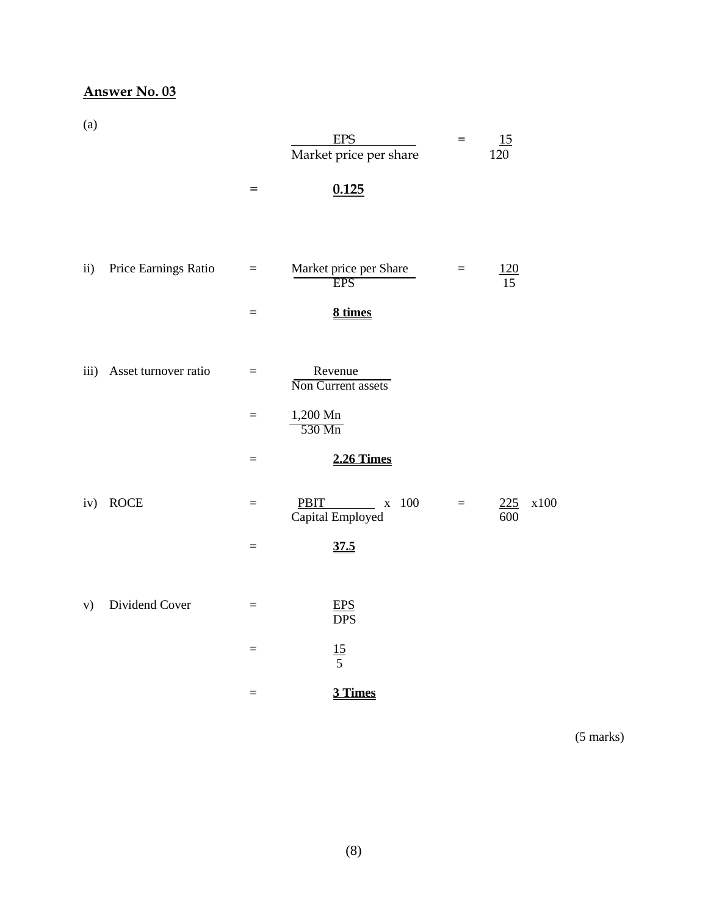## Answer No. 03

(a)

$$\frac{\text{EPS}}{\text{Market price per share}} = \frac{15}{120}$$

$$= \underline{\underline{0.125}}$$

ii) Price Earnings Ratio

$$= \frac{\text{Market price per Share}}{\text{EPS}} = \frac{120}{15}$$

$$= \underline{\underline{8 \text{ times}}}$$

iii) Asset turnover ratio

$$= \frac{\text{Revenue}}{\text{Non Current assets}}$$

$$= \frac{1{,}200 \text{ Mn}}{530 \text{ Mn}}$$

$$= \underline{\underline{2.26 \text{ Times}}}$$

iv) ROCE

$$= \frac{\text{PBIT}}{\text{Capital Employed}} \times 100 = \frac{225}{600} \times 100$$

$$= \underline{\underline{37.5}}$$

v) Dividend Cover

$$= \frac{\text{EPS}}{\text{DPS}}$$

$$= \frac{15}{5}$$

$$= \underline{\underline{3 \text{ Times}}}$$

(5 marks)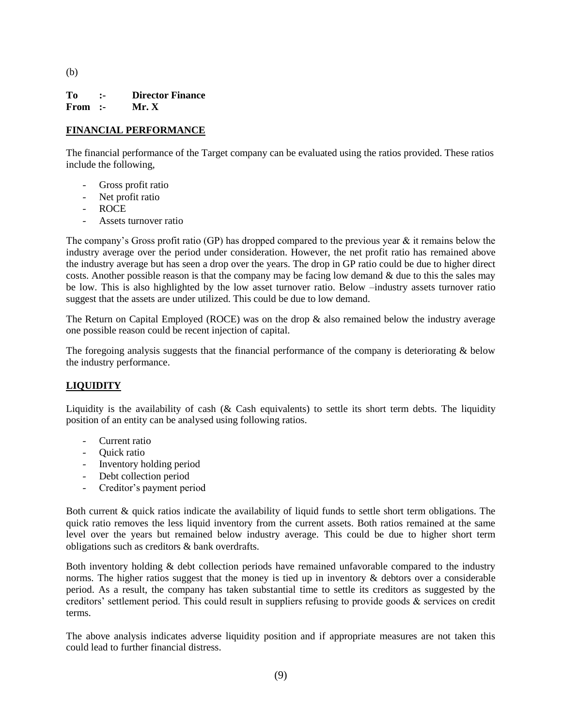(b)

**To :- Director Finance**
**From :- Mr. X**

**FINANCIAL PERFORMANCE**

The financial performance of the Target company can be evaluated using the ratios provided. These ratios include the following,

- Gross profit ratio
- Net profit ratio
- ROCE
- Assets turnover ratio

The company's Gross profit ratio (GP) has dropped compared to the previous year & it remains below the industry average over the period under consideration. However, the net profit ratio has remained above the industry average but has seen a drop over the years. The drop in GP ratio could be due to higher direct costs. Another possible reason is that the company may be facing low demand & due to this the sales may be low. This is also highlighted by the low asset turnover ratio. Below –industry assets turnover ratio suggest that the assets are under utilized. This could be due to low demand.

The Return on Capital Employed (ROCE) was on the drop & also remained below the industry average one possible reason could be recent injection of capital.

The foregoing analysis suggests that the financial performance of the company is deteriorating & below the industry performance.

**LIQUIDITY**

Liquidity is the availability of cash (& Cash equivalents) to settle its short term debts. The liquidity position of an entity can be analysed using following ratios.

- Current ratio
- Quick ratio
- Inventory holding period
- Debt collection period
- Creditor's payment period

Both current & quick ratios indicate the availability of liquid funds to settle short term obligations. The quick ratio removes the less liquid inventory from the current assets. Both ratios remained at the same level over the years but remained below industry average. This could be due to higher short term obligations such as creditors & bank overdrafts.

Both inventory holding & debt collection periods have remained unfavorable compared to the industry norms. The higher ratios suggest that the money is tied up in inventory & debtors over a considerable period. As a result, the company has taken substantial time to settle its creditors as suggested by the creditors' settlement period. This could result in suppliers refusing to provide goods & services on credit terms.

The above analysis indicates adverse liquidity position and if appropriate measures are not taken this could lead to further financial distress.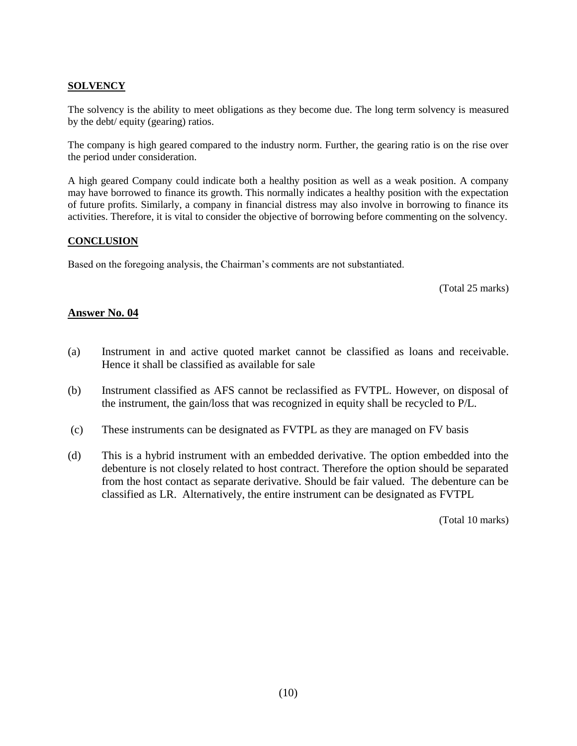**SOLVENCY**

The solvency is the ability to meet obligations as they become due. The long term solvency is measured by the debt/ equity (gearing) ratios.

The company is high geared compared to the industry norm. Further, the gearing ratio is on the rise over the period under consideration.

A high geared Company could indicate both a healthy position as well as a weak position. A company may have borrowed to finance its growth. This normally indicates a healthy position with the expectation of future profits. Similarly, a company in financial distress may also involve in borrowing to finance its activities. Therefore, it is vital to consider the objective of borrowing before commenting on the solvency.

**CONCLUSION**

Based on the foregoing analysis, the Chairman's comments are not substantiated.

(Total 25 marks)

## Answer No. 04

(a) Instrument in and active quoted market cannot be classified as loans and receivable. Hence it shall be classified as available for sale

(b) Instrument classified as AFS cannot be reclassified as FVTPL. However, on disposal of the instrument, the gain/loss that was recognized in equity shall be recycled to P/L.

(c) These instruments can be designated as FVTPL as they are managed on FV basis

(d) This is a hybrid instrument with an embedded derivative. The option embedded into the debenture is not closely related to host contract. Therefore the option should be separated from the host contact as separate derivative. Should be fair valued. The debenture can be classified as LR. Alternatively, the entire instrument can be designated as FVTPL

(Total 10 marks)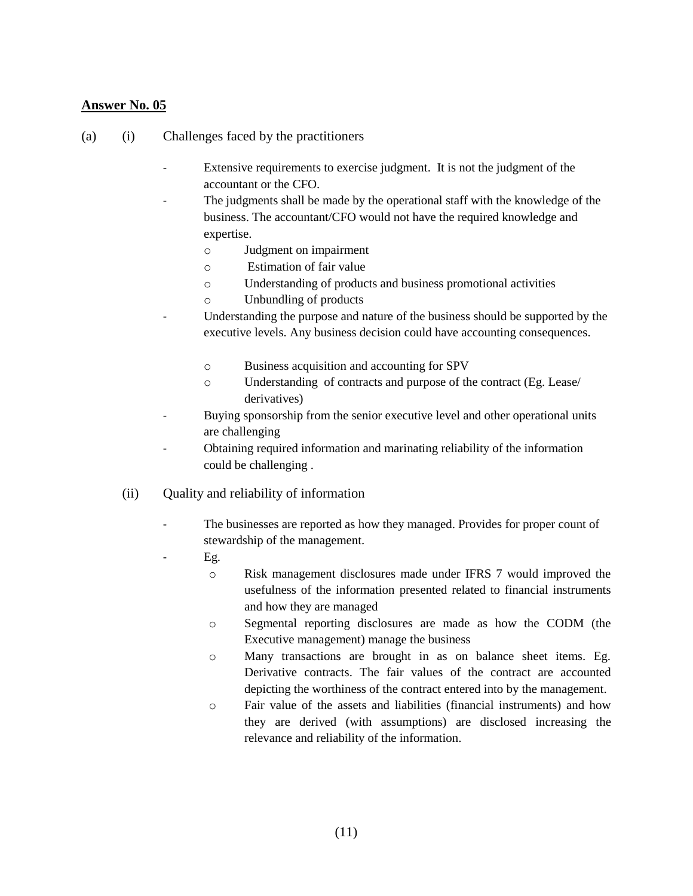**Answer No. 05**

(a) (i) Challenges faced by the practitioners

- Extensive requirements to exercise judgment. It is not the judgment of the accountant or the CFO.
- The judgments shall be made by the operational staff with the knowledge of the business. The accountant/CFO would not have the required knowledge and expertise.
  - Judgment on impairment
  - Estimation of fair value
  - Understanding of products and business promotional activities
  - Unbundling of products
- Understanding the purpose and nature of the business should be supported by the executive levels. Any business decision could have accounting consequences.
  - Business acquisition and accounting for SPV
  - Understanding of contracts and purpose of the contract (Eg. Lease/ derivatives)
- Buying sponsorship from the senior executive level and other operational units are challenging
- Obtaining required information and marinating reliability of the information could be challenging .

(ii) Quality and reliability of information

- The businesses are reported as how they managed. Provides for proper count of stewardship of the management.
- Eg.
  - Risk management disclosures made under IFRS 7 would improved the usefulness of the information presented related to financial instruments and how they are managed
  - Segmental reporting disclosures are made as how the CODM (the Executive management) manage the business
  - Many transactions are brought in as on balance sheet items. Eg. Derivative contracts. The fair values of the contract are accounted depicting the worthiness of the contract entered into by the management.
  - Fair value of the assets and liabilities (financial instruments) and how they are derived (with assumptions) are disclosed increasing the relevance and reliability of the information.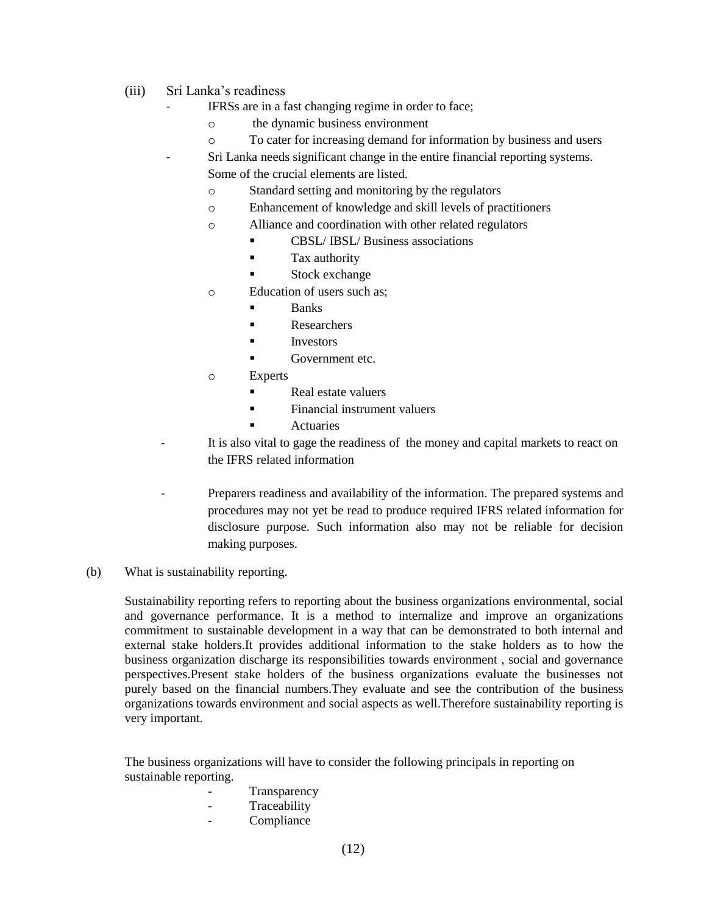(iii) Sri Lanka's readiness

- IFRSs are in a fast changing regime in order to face;
  - the dynamic business environment
  - To cater for increasing demand for information by business and users
- Sri Lanka needs significant change in the entire financial reporting systems. Some of the crucial elements are listed.
  - Standard setting and monitoring by the regulators
  - Enhancement of knowledge and skill levels of practitioners
  - Alliance and coordination with other related regulators
    - CBSL/ IBSL/ Business associations
    - Tax authority
    - Stock exchange
  - Education of users such as;
    - Banks
    - Researchers
    - Investors
    - Government etc.
  - Experts
    - Real estate valuers
    - Financial instrument valuers
    - Actuaries
- It is also vital to gage the readiness of the money and capital markets to react on the IFRS related information
- Preparers readiness and availability of the information. The prepared systems and procedures may not yet be read to produce required IFRS related information for disclosure purpose. Such information also may not be reliable for decision making purposes.

(b) What is sustainability reporting.

Sustainability reporting refers to reporting about the business organizations environmental, social and governance performance. It is a method to internalize and improve an organizations commitment to sustainable development in a way that can be demonstrated to both internal and external stake holders.It provides additional information to the stake holders as to how the business organization discharge its responsibilities towards environment , social and governance perspectives.Present stake holders of the business organizations evaluate the businesses not purely based on the financial numbers.They evaluate and see the contribution of the business organizations towards environment and social aspects as well.Therefore sustainability reporting is very important.

The business organizations will have to consider the following principals in reporting on sustainable reporting.

- Transparency
- Traceability
- Compliance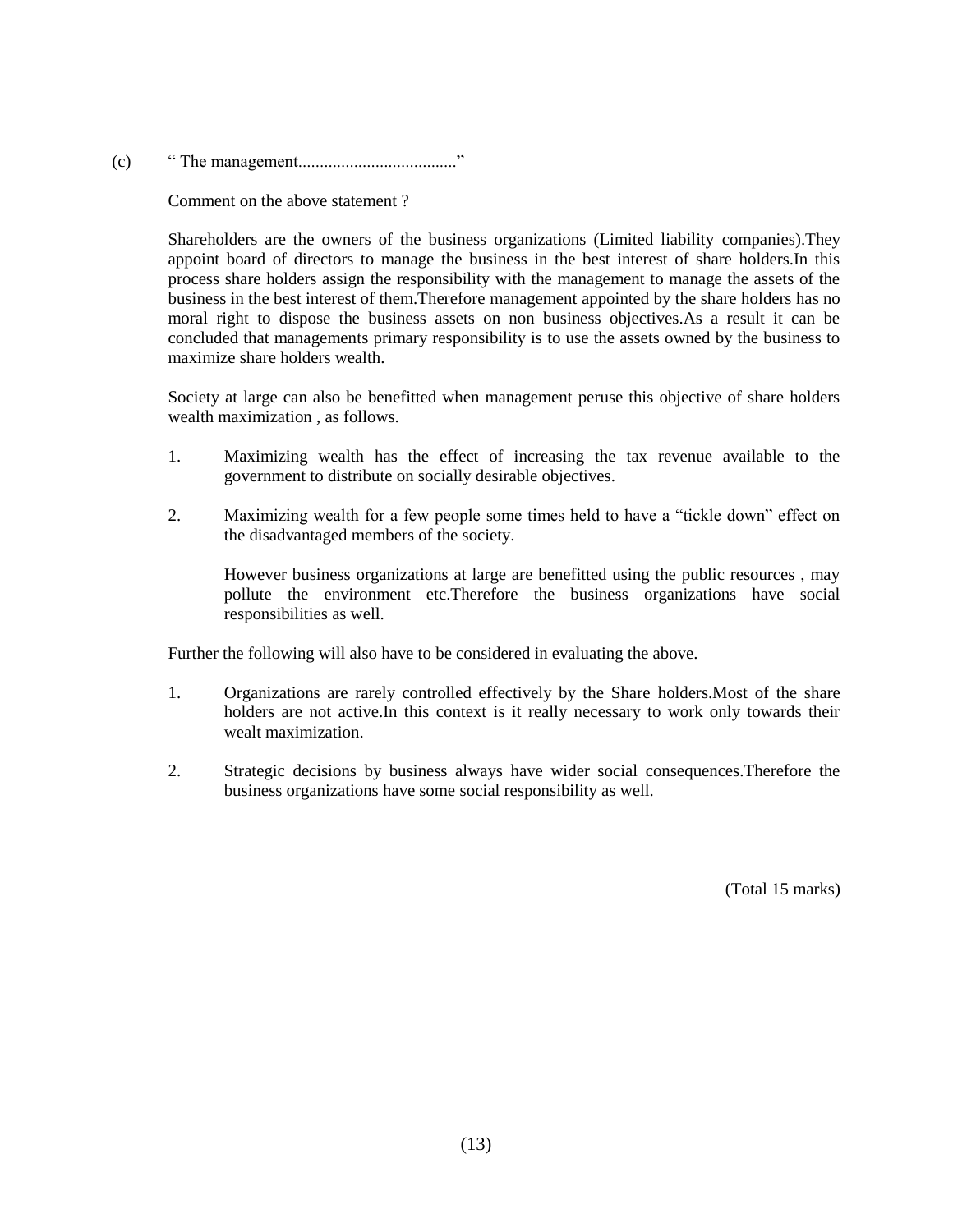(c) " The management....................................."

Comment on the above statement ?

Shareholders are the owners of the business organizations (Limited liability companies).They appoint board of directors to manage the business in the best interest of share holders.In this process share holders assign the responsibility with the management to manage the assets of the business in the best interest of them.Therefore management appointed by the share holders has no moral right to dispose the business assets on non business objectives.As a result it can be concluded that managements primary responsibility is to use the assets owned by the business to maximize share holders wealth.

Society at large can also be benefitted when management peruse this objective of share holders wealth maximization , as follows.

1. Maximizing wealth has the effect of increasing the tax revenue available to the government to distribute on socially desirable objectives.

2. Maximizing wealth for a few people some times held to have a "tickle down" effect on the disadvantaged members of the society.

   However business organizations at large are benefitted using the public resources , may pollute the environment etc.Therefore the business organizations have social responsibilities as well.

Further the following will also have to be considered in evaluating the above.

1. Organizations are rarely controlled effectively by the Share holders.Most of the share holders are not active.In this context is it really necessary to work only towards their wealt maximization.

2. Strategic decisions by business always have wider social consequences.Therefore the business organizations have some social responsibility as well.

(Total 15 marks)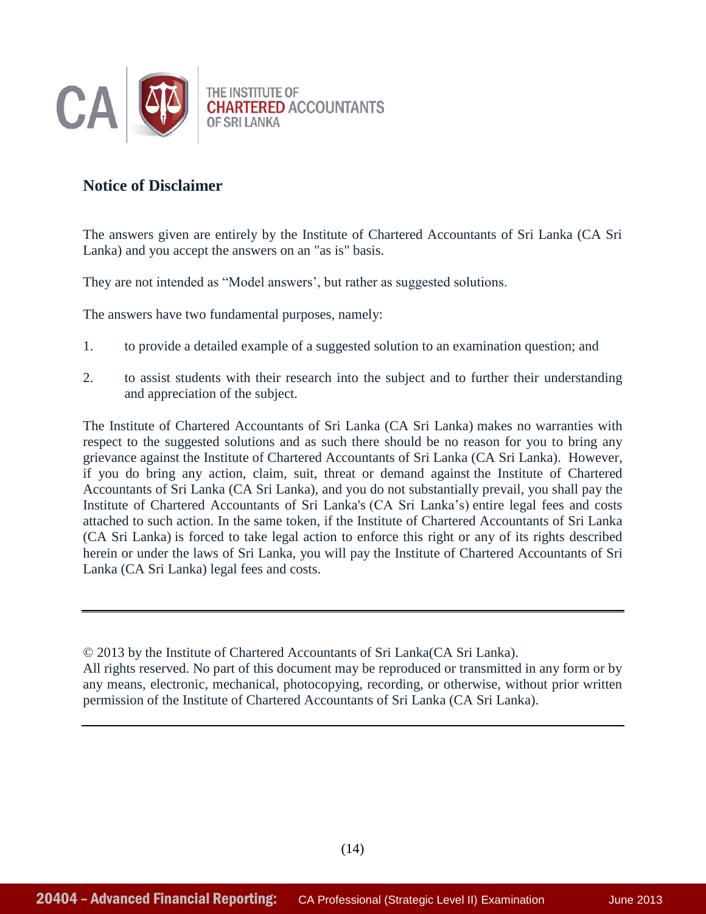THE INSTITUTE OF
CHARTERED ACCOUNTANTS
OF SRI LANKA

## Notice of Disclaimer

The answers given are entirely by the Institute of Chartered Accountants of Sri Lanka (CA Sri Lanka) and you accept the answers on an "as is" basis.

They are not intended as "Model answers', but rather as suggested solutions.

The answers have two fundamental purposes, namely:

1. to provide a detailed example of a suggested solution to an examination question; and
2. to assist students with their research into the subject and to further their understanding and appreciation of the subject.

The Institute of Chartered Accountants of Sri Lanka (CA Sri Lanka) makes no warranties with respect to the suggested solutions and as such there should be no reason for you to bring any grievance against the Institute of Chartered Accountants of Sri Lanka (CA Sri Lanka). However, if you do bring any action, claim, suit, threat or demand against the Institute of Chartered Accountants of Sri Lanka (CA Sri Lanka), and you do not substantially prevail, you shall pay the Institute of Chartered Accountants of Sri Lanka's (CA Sri Lanka's) entire legal fees and costs attached to such action. In the same token, if the Institute of Chartered Accountants of Sri Lanka (CA Sri Lanka) is forced to take legal action to enforce this right or any of its rights described herein or under the laws of Sri Lanka, you will pay the Institute of Chartered Accountants of Sri Lanka (CA Sri Lanka) legal fees and costs.

---

© 2013 by the Institute of Chartered Accountants of Sri Lanka(CA Sri Lanka).
All rights reserved. No part of this document may be reproduced or transmitted in any form or by any means, electronic, mechanical, photocopying, recording, or otherwise, without prior written permission of the Institute of Chartered Accountants of Sri Lanka (CA Sri Lanka).

---